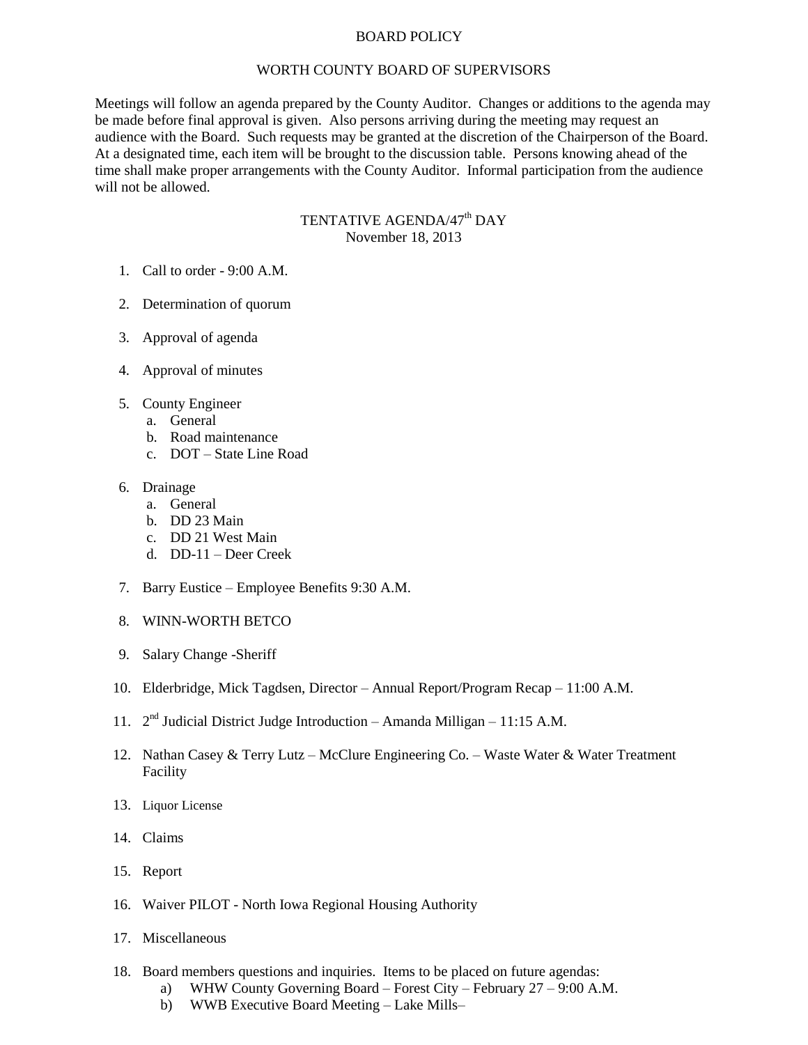# BOARD POLICY

## WORTH COUNTY BOARD OF SUPERVISORS

Meetings will follow an agenda prepared by the County Auditor. Changes or additions to the agenda may be made before final approval is given. Also persons arriving during the meeting may request an audience with the Board. Such requests may be granted at the discretion of the Chairperson of the Board. At a designated time, each item will be brought to the discussion table. Persons knowing ahead of the time shall make proper arrangements with the County Auditor. Informal participation from the audience will not be allowed.

### TENTATIVE AGENDA/47th DAY
### November 18, 2013

1. Call to order - 9:00 A.M.

2. Determination of quorum

3. Approval of agenda

4. Approval of minutes

5. County Engineer
   a. General
   b. Road maintenance
   c. DOT – State Line Road

6. Drainage
   a. General
   b. DD 23 Main
   c. DD 21 West Main
   d. DD-11 – Deer Creek

7. Barry Eustice – Employee Benefits 9:30 A.M.

8. WINN-WORTH BETCO

9. Salary Change -Sheriff

10. Elderbridge, Mick Tagdsen, Director – Annual Report/Program Recap – 11:00 A.M.

11. 2nd Judicial District Judge Introduction – Amanda Milligan – 11:15 A.M.

12. Nathan Casey & Terry Lutz – McClure Engineering Co. – Waste Water & Water Treatment Facility

13. Liquor License

14. Claims

15. Report

16. Waiver PILOT - North Iowa Regional Housing Authority

17. Miscellaneous

18. Board members questions and inquiries. Items to be placed on future agendas:
    a) WHW County Governing Board – Forest City – February 27 – 9:00 A.M.
    b) WWB Executive Board Meeting – Lake Mills–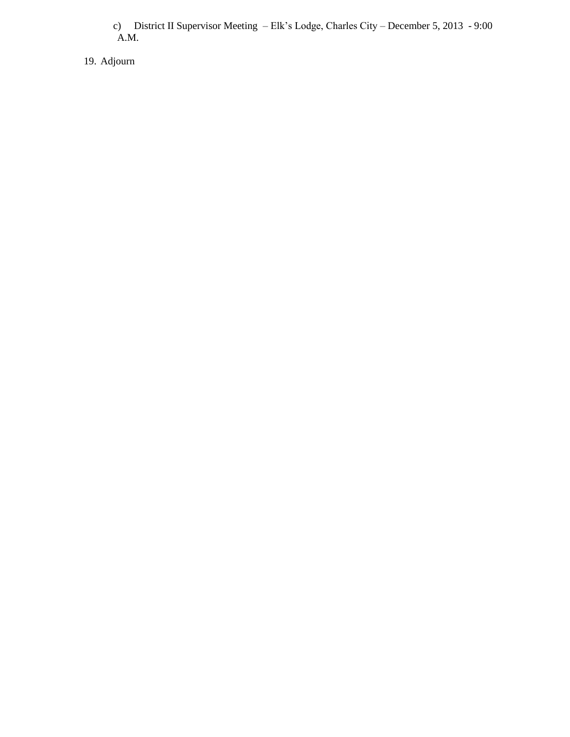c) District II Supervisor Meeting – Elk's Lodge, Charles City – December 5, 2013 - 9:00 A.M.

19. Adjourn